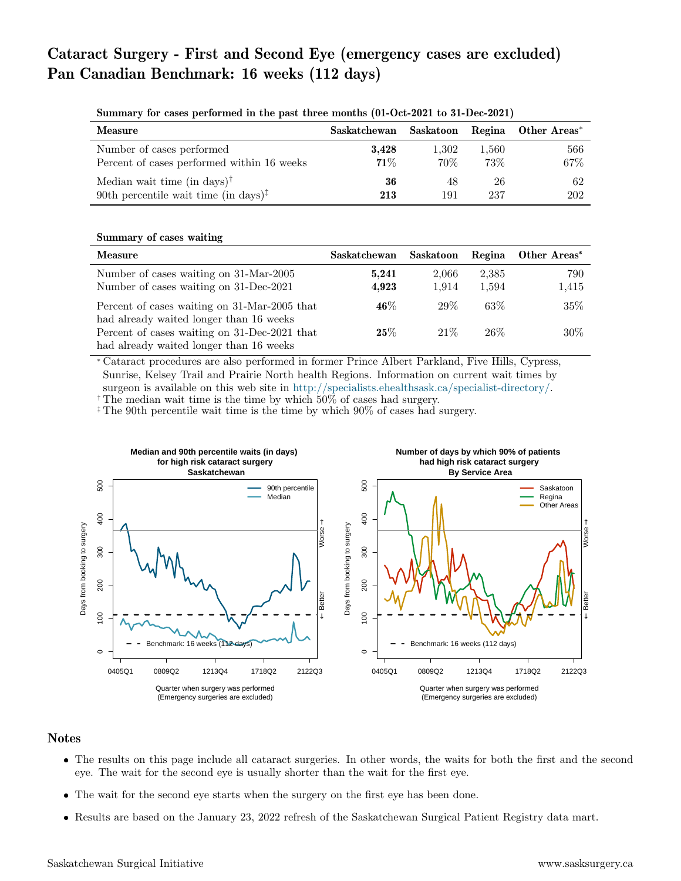# Cataract Surgery - First and Second Eye (emergency cases are excluded)
# Pan Canadian Benchmark: 16 weeks (112 days)

**Summary for cases performed in the past three months (01-Oct-2021 to 31-Dec-2021)**

| Measure | Saskatchewan | Saskatoon | Regina | Other Areas* |
|---|---|---|---|---|
| Number of cases performed | **3,428** | 1,302 | 1,560 | 566 |
| Percent of cases performed within 16 weeks | **71%** | 70% | 73% | 67% |
| Median wait time (in days)† | **36** | 48 | 26 | 62 |
| 90th percentile wait time (in days)‡ | **213** | 191 | 237 | 202 |

**Summary of cases waiting**

| Measure | Saskatchewan | Saskatoon | Regina | Other Areas* |
|---|---|---|---|---|
| Number of cases waiting on 31-Mar-2005 | **5,241** | 2,066 | 2,385 | 790 |
| Number of cases waiting on 31-Dec-2021 | **4,923** | 1,914 | 1,594 | 1,415 |
| Percent of cases waiting on 31-Mar-2005 that had already waited longer than 16 weeks | **46%** | 29% | 63% | 35% |
| Percent of cases waiting on 31-Dec-2021 that had already waited longer than 16 weeks | **25%** | 21% | 26% | 30% |

* Cataract procedures are also performed in former Prince Albert Parkland, Five Hills, Cypress, Sunrise, Kelsey Trail and Prairie North health Regions. Information on current wait times by surgeon is available on this web site in http://specialists.ehealthsask.ca/specialist-directory/.

† The median wait time is the time by which 50% of cases had surgery.

‡ The 90th percentile wait time is the time by which 90% of cases had surgery.

## Notes

- The results on this page include all cataract surgeries. In other words, the waits for both the first and the second eye. The wait for the second eye is usually shorter than the wait for the first eye.
- The wait for the second eye starts when the surgery on the first eye has been done.
- Results are based on the January 23, 2022 refresh of the Saskatchewan Surgical Patient Registry data mart.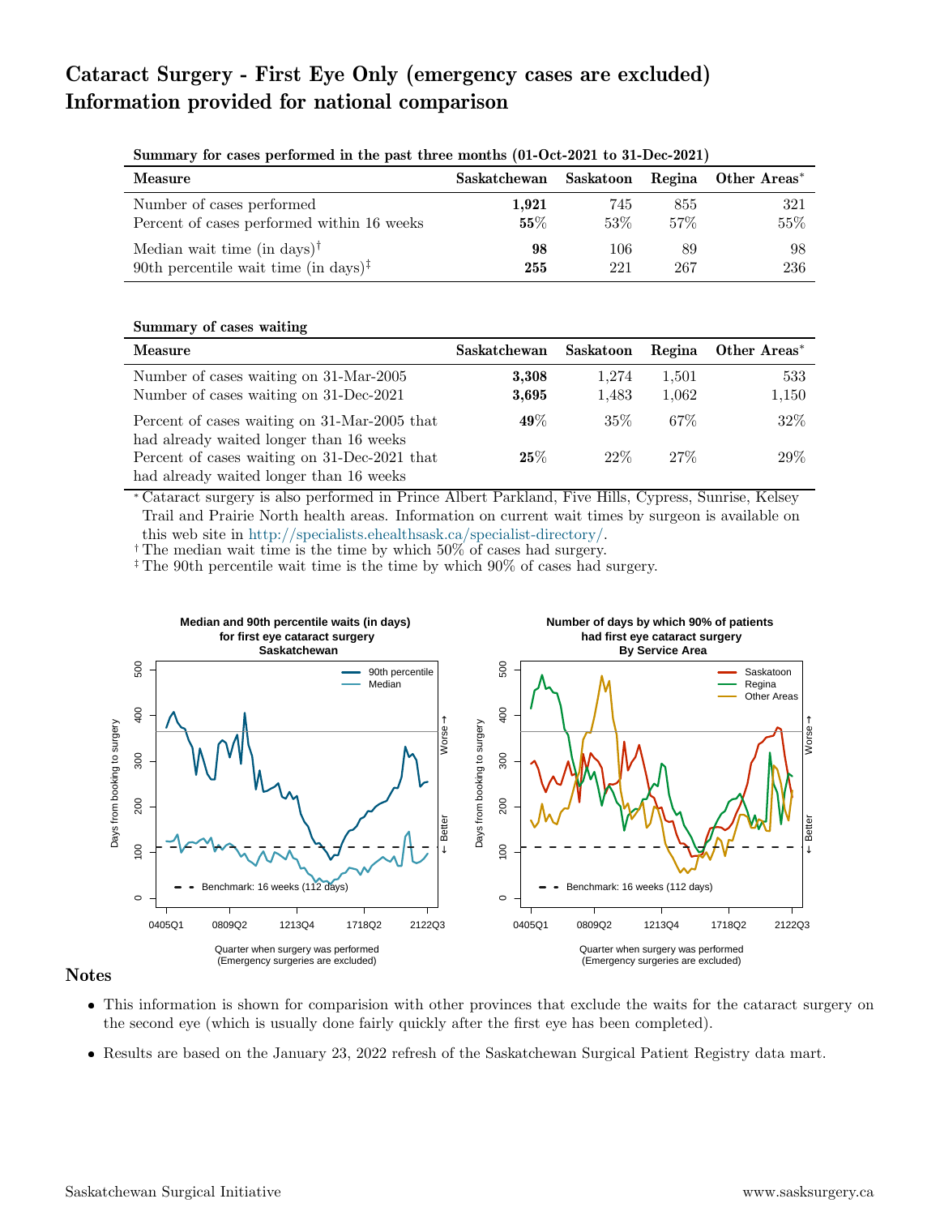# Cataract Surgery - First Eye Only (emergency cases are excluded) Information provided for national comparison

**Summary for cases performed in the past three months (01-Oct-2021 to 31-Dec-2021)**

| Measure | Saskatchewan | Saskatoon | Regina | Other Areas* |
|---|---|---|---|---|
| Number of cases performed | **1,921** | 745 | 855 | 321 |
| Percent of cases performed within 16 weeks | **55%** | 53% | 57% | 55% |
| Median wait time (in days)† | **98** | 106 | 89 | 98 |
| 90th percentile wait time (in days)‡ | **255** | 221 | 267 | 236 |

**Summary of cases waiting**

| Measure | Saskatchewan | Saskatoon | Regina | Other Areas* |
|---|---|---|---|---|
| Number of cases waiting on 31-Mar-2005 | **3,308** | 1,274 | 1,501 | 533 |
| Number of cases waiting on 31-Dec-2021 | **3,695** | 1,483 | 1,062 | 1,150 |
| Percent of cases waiting on 31-Mar-2005 that had already waited longer than 16 weeks | **49%** | 35% | 67% | 32% |
| Percent of cases waiting on 31-Dec-2021 that had already waited longer than 16 weeks | **25%** | 22% | 27% | 29% |

\* Cataract surgery is also performed in Prince Albert Parkland, Five Hills, Cypress, Sunrise, Kelsey Trail and Prairie North health areas. Information on current wait times by surgeon is available on this web site in http://specialists.ehealthsask.ca/specialist-directory/.

† The median wait time is the time by which 50% of cases had surgery.

‡ The 90th percentile wait time is the time by which 90% of cases had surgery.

**Median and 90th percentile waits (in days) for first eye cataract surgery Saskatchewan**

90th percentile
Median
Days from booking to surgery
0
100
200
300
400
500
Worse →
← Better
Benchmark: 16 weeks (112 days)
0405Q1
0809Q2
1213Q4
1718Q2
2122Q3
Quarter when surgery was performed
(Emergency surgeries are excluded)

**Number of days by which 90% of patients had first eye cataract surgery By Service Area**

Saskatoon
Regina
Other Areas
Days from booking to surgery
0
100
200
300
400
500
Worse →
← Better
Benchmark: 16 weeks (112 days)
0405Q1
0809Q2
1213Q4
1718Q2
2122Q3
Quarter when surgery was performed
(Emergency surgeries are excluded)

## Notes

- This information is shown for comparision with other provinces that exclude the waits for the cataract surgery on the second eye (which is usually done fairly quickly after the first eye has been completed).
- Results are based on the January 23, 2022 refresh of the Saskatchewan Surgical Patient Registry data mart.